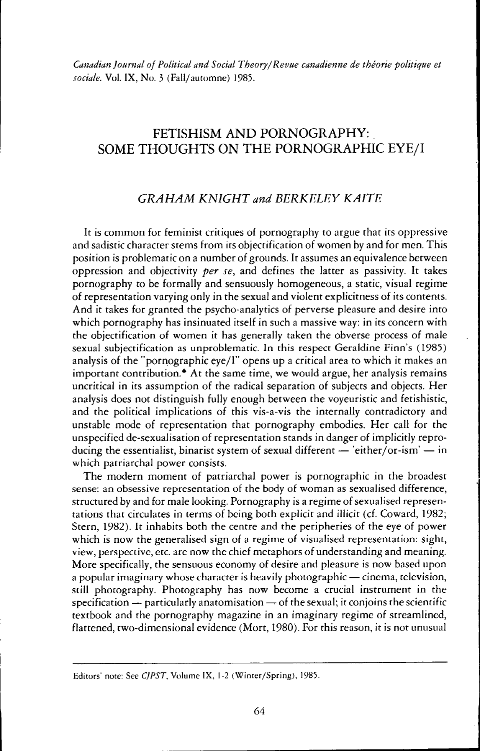*Canadian Journal of Political and Social Theory/Revue canadienne de théorie politique et sociale*. Vol. IX, No. 3 (Fall/automne) 1985.

# FETISHISM AND PORNOGRAPHY: SOME THOUGHTS ON THE PORNOGRAPHIC EYE/I

## *GRAHAM KNIGHT and BERKELEY KAITE*

It is common for feminist critiques of pornography to argue that its oppressive and sadistic character stems from its objectification of women by and for men. This position is problematic on a number of grounds. It assumes an equivalence between oppression and objectivity *per se*, and defines the latter as passivity. It takes pornography to be formally and sensuously homogeneous, a static, visual regime of representation varying only in the sexual and violent explicitness of its contents. And it takes for granted the psycho-analytics of perverse pleasure and desire into which pornography has insinuated itself in such a massive way: in its concern with the objectification of women it has generally taken the obverse process of male sexual subjectification as unproblematic. In this respect Geraldine Finn's (1985) analysis of the "pornographic eye/I" opens up a critical area to which it makes an important contribution.* At the same time, we would argue, her analysis remains uncritical in its assumption of the radical separation of subjects and objects. Her analysis does not distinguish fully enough between the voyeuristic and fetishistic, and the political implications of this vis-a-vis the internally contradictory and unstable mode of representation that pornography embodies. Her call for the unspecified de-sexualisation of representation stands in danger of implicitly reproducing the essentialist, binarist system of sexual different — 'either/or-ism' — in which patriarchal power consists.

The modern moment of patriarchal power is pornographic in the broadest sense: an obsessive representation of the body of woman as sexualised difference, structured by and for male looking. Pornography is a regime of sexualised representations that circulates in terms of being both explicit and illicit (cf. Coward, 1982; Stern, 1982). It inhabits both the centre and the peripheries of the eye of power which is now the generalised sign of a regime of visualised representation: sight, view, perspective, etc. are now the chief metaphors of understanding and meaning. More specifically, the sensuous economy of desire and pleasure is now based upon a popular imaginary whose character is heavily photographic — cinema, television, still photography. Photography has now become a crucial instrument in the specification — particularly anatomisation — of the sexual; it conjoins the scientific textbook and the pornography magazine in an imaginary regime of streamlined, flattened, two-dimensional evidence (Mort, 1980). For this reason, it is not unusual

---

Editors' note: See *CJPST*, Volume IX, 1-2 (Winter/Spring), 1985.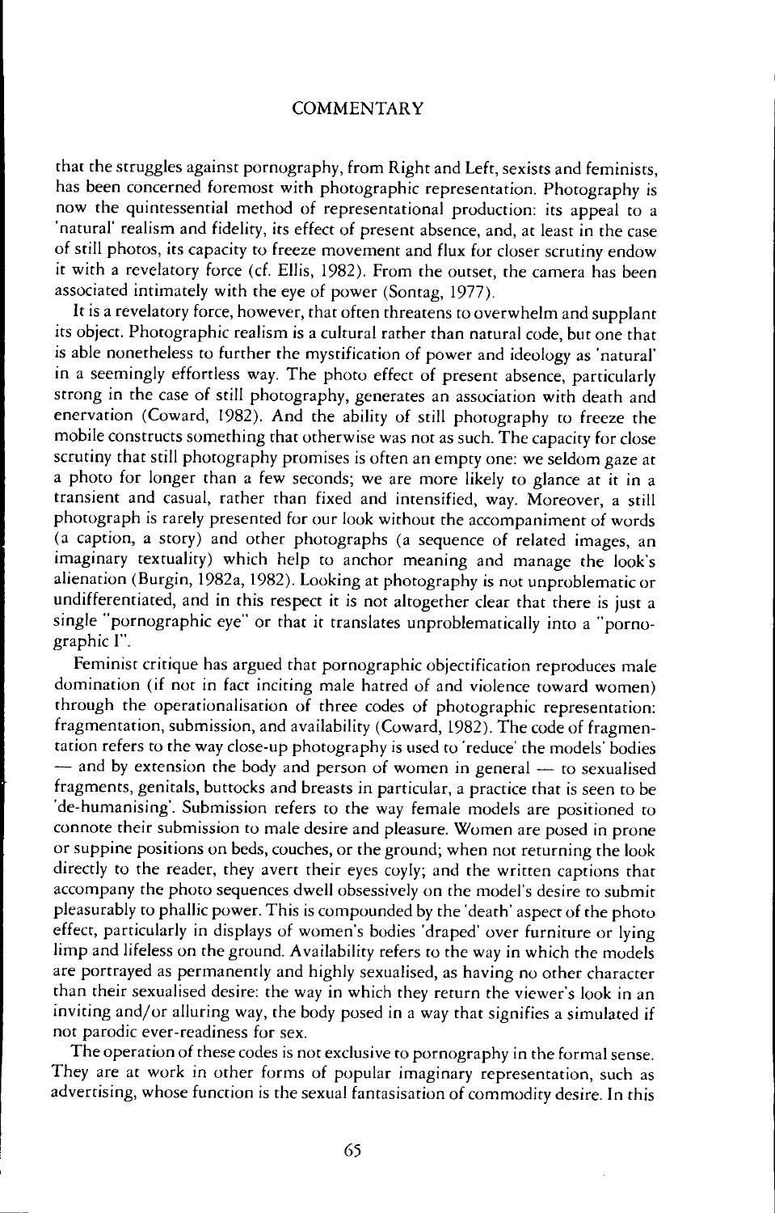that the struggles against pornography, from Right and Left, sexists and feminists, has been concerned foremost with photographic representation. Photography is now the quintessential method of representational production: its appeal to a 'natural' realism and fidelity, its effect of present absence, and, at least in the case of still photos, its capacity to freeze movement and flux for closer scrutiny endow it with a revelatory force (cf. Ellis, 1982). From the outset, the camera has been associated intimately with the eye of power (Sontag, 1977).

It is a revelatory force, however, that often threatens to overwhelm and supplant its object. Photographic realism is a cultural rather than natural code, but one that is able nonetheless to further the mystification of power and ideology as 'natural' in a seemingly effortless way. The photo effect of present absence, particularly strong in the case of still photography, generates an association with death and enervation (Coward, 1982). And the ability of still photography to freeze the mobile constructs something that otherwise was not as such. The capacity for close scrutiny that still photography promises is often an empty one: we seldom gaze at a photo for longer than a few seconds; we are more likely to glance at it in a transient and casual, rather than fixed and intensified, way. Moreover, a still photograph is rarely presented for our look without the accompaniment of words (a caption, a story) and other photographs (a sequence of related images, an imaginary textuality) which help to anchor meaning and manage the look's alienation (Burgin, 1982a, 1982). Looking at photography is not unproblematic or undifferentiated, and in this respect it is not altogether clear that there is just a single "pornographic eye" or that it translates unproblematically into a "pornographic I".

Feminist critique has argued that pornographic objectification reproduces male domination (if not in fact inciting male hatred of and violence toward women) through the operationalisation of three codes of photographic representation: fragmentation, submission, and availability (Coward, 1982). The code of fragmentation refers to the way close-up photography is used to 'reduce' the models' bodies — and by extension the body and person of women in general — to sexualised fragments, genitals, buttocks and breasts in particular, a practice that is seen to be 'de-humanising'. Submission refers to the way female models are positioned to connote their submission to male desire and pleasure. Women are posed in prone or suppine positions on beds, couches, or the ground; when not returning the look directly to the reader, they avert their eyes coyly; and the written captions that accompany the photo sequences dwell obsessively on the model's desire to submit pleasurably to phallic power. This is compounded by the 'death' aspect of the photo effect, particularly in displays of women's bodies 'draped' over furniture or lying limp and lifeless on the ground. Availability refers to the way in which the models are portrayed as permanently and highly sexualised, as having no other character than their sexualised desire: the way in which they return the viewer's look in an inviting and/or alluring way, the body posed in a way that signifies a simulated if not parodic ever-readiness for sex.

The operation of these codes is not exclusive to pornography in the formal sense. They are at work in other forms of popular imaginary representation, such as advertising, whose function is the sexual fantasisation of commodity desire. In this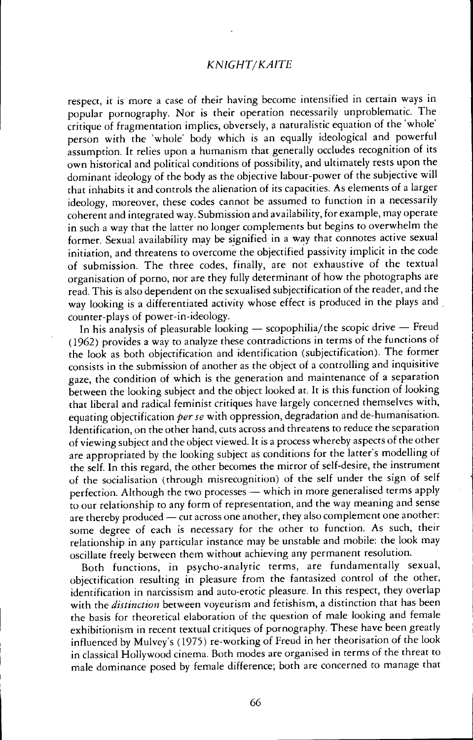respect, it is more a case of their having become intensified in certain ways in popular pornography. Nor is their operation necessarily unproblematic. The critique of fragmentation implies, obversely, a naturalistic equation of the 'whole' person with the 'whole' body which is an equally ideological and powerful assumption. It relies upon a humanism that generally occludes recognition of its own historical and political conditions of possibility, and ultimately rests upon the dominant ideology of the body as the objective labour-power of the subjective will that inhabits it and controls the alienation of its capacities. As elements of a larger ideology, moreover, these codes cannot be assumed to function in a necessarily coherent and integrated way. Submission and availability, for example, may operate in such a way that the latter no longer complements but begins to overwhelm the former. Sexual availability may be signified in a way that connotes active sexual initiation, and threatens to overcome the objectified passivity implicit in the code of submission. The three codes, finally, are not exhaustive of the textual organisation of porno, nor are they fully determinant of how the photographs are read. This is also dependent on the sexualised subjectification of the reader, and the way looking is a differentiated activity whose effect is produced in the plays and counter-plays of power-in-ideology.

In his analysis of pleasurable looking — scopophilia/the scopic drive — Freud (1962) provides a way to analyze these contradictions in terms of the functions of the look as both objectification and identification (subjectification). The former consists in the submission of another as the object of a controlling and inquisitive gaze, the condition of which is the generation and maintenance of a separation between the looking subject and the object looked at. It is this function of looking that liberal and radical feminist critiques have largely concerned themselves with, equating objectification *per se* with oppression, degradation and de-humanisation. Identification, on the other hand, cuts across and threatens to reduce the separation of viewing subject and the object viewed. It is a process whereby aspects of the other are appropriated by the looking subject as conditions for the latter's modelling of the self. In this regard, the other becomes the mirror of self-desire, the instrument of the socialisation (through misrecognition) of the self under the sign of self perfection. Although the two processes — which in more generalised terms apply to our relationship to any form of representation, and the way meaning and sense are thereby produced — cut across one another, they also complement one another: some degree of each is necessary for the other to function. As such, their relationship in any particular instance may be unstable and mobile: the look may oscillate freely between them without achieving any permanent resolution.

Both functions, in psycho-analytic terms, are fundamentally sexual, objectification resulting in pleasure from the fantasized control of the other, identification in narcissism and auto-erotic pleasure. In this respect, they overlap with the *distinction* between voyeurism and fetishism, a distinction that has been the basis for theoretical elaboration of the question of male looking and female exhibitionism in recent textual critiques of pornography. These have been greatly influenced by Mulvey's (1975) re-working of Freud in her theorisation of the look in classical Hollywood cinema. Both modes are organised in terms of the threat to male dominance posed by female difference; both are concerned to manage that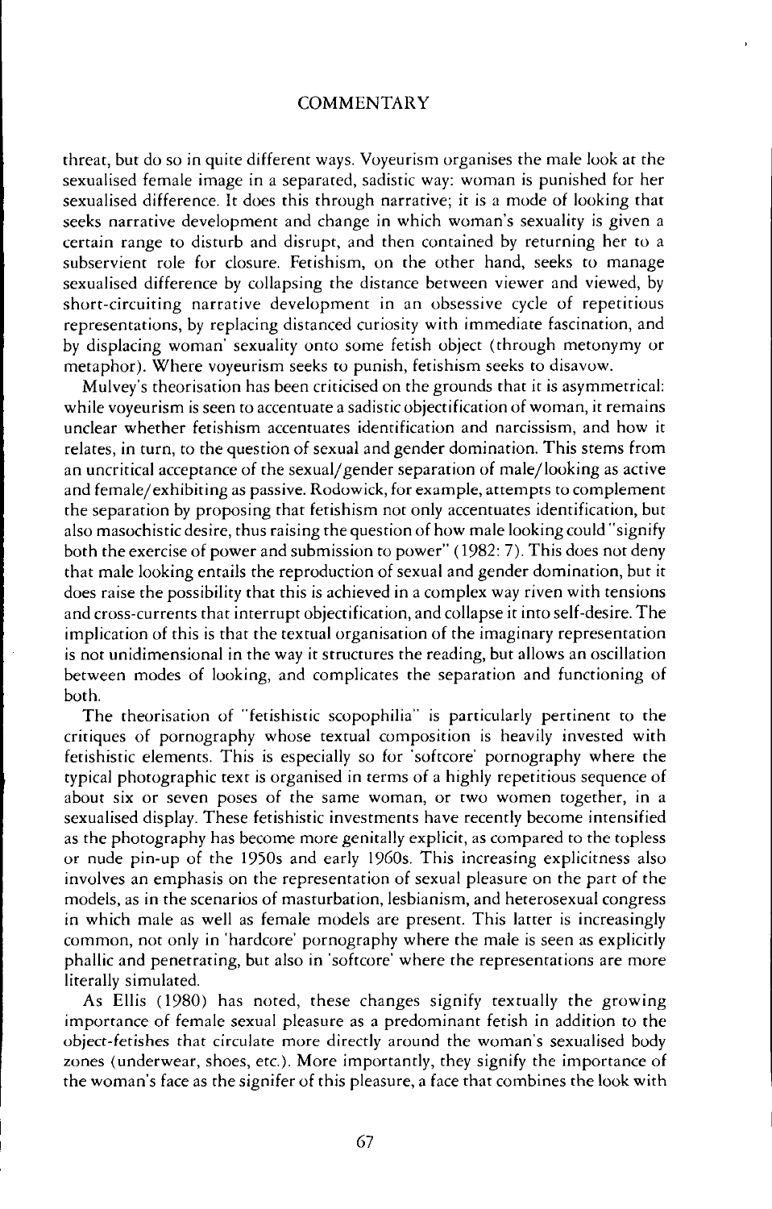threat, but do so in quite different ways. Voyeurism organises the male look at the sexualised female image in a separated, sadistic way: woman is punished for her sexualised difference. It does this through narrative; it is a mode of looking that seeks narrative development and change in which woman's sexuality is given a certain range to disturb and disrupt, and then contained by returning her to a subservient role for closure. Fetishism, on the other hand, seeks to manage sexualised difference by collapsing the distance between viewer and viewed, by short-circuiting narrative development in an obsessive cycle of repetitious representations, by replacing distanced curiosity with immediate fascination, and by displacing woman' sexuality onto some fetish object (through metonymy or metaphor). Where voyeurism seeks to punish, fetishism seeks to disavow.

Mulvey's theorisation has been criticised on the grounds that it is asymmetrical: while voyeurism is seen to accentuate a sadistic objectification of woman, it remains unclear whether fetishism accentuates identification and narcissism, and how it relates, in turn, to the question of sexual and gender domination. This stems from an uncritical acceptance of the sexual/gender separation of male/looking as active and female/exhibiting as passive. Rodowick, for example, attempts to complement the separation by proposing that fetishism not only accentuates identification, but also masochistic desire, thus raising the question of how male looking could "signify both the exercise of power and submission to power" (1982: 7). This does not deny that male looking entails the reproduction of sexual and gender domination, but it does raise the possibility that this is achieved in a complex way riven with tensions and cross-currents that interrupt objectification, and collapse it into self-desire. The implication of this is that the textual organisation of the imaginary representation is not unidimensional in the way it structures the reading, but allows an oscillation between modes of looking, and complicates the separation and functioning of both.

The theorisation of "fetishistic scopophilia" is particularly pertinent to the critiques of pornography whose textual composition is heavily invested with fetishistic elements. This is especially so for 'softcore' pornography where the typical photographic text is organised in terms of a highly repetitious sequence of about six or seven poses of the same woman, or two women together, in a sexualised display. These fetishistic investments have recently become intensified as the photography has become more genitally explicit, as compared to the topless or nude pin-up of the 1950s and early 1960s. This increasing explicitness also involves an emphasis on the representation of sexual pleasure on the part of the models, as in the scenarios of masturbation, lesbianism, and heterosexual congress in which male as well as female models are present. This latter is increasingly common, not only in 'hardcore' pornography where the male is seen as explicitly phallic and penetrating, but also in 'softcore' where the representations are more literally simulated.

As Ellis (1980) has noted, these changes signify textually the growing importance of female sexual pleasure as a predominant fetish in addition to the object-fetishes that circulate more directly around the woman's sexualised body zones (underwear, shoes, etc.). More importantly, they signify the importance of the woman's face as the signifer of this pleasure, a face that combines the look with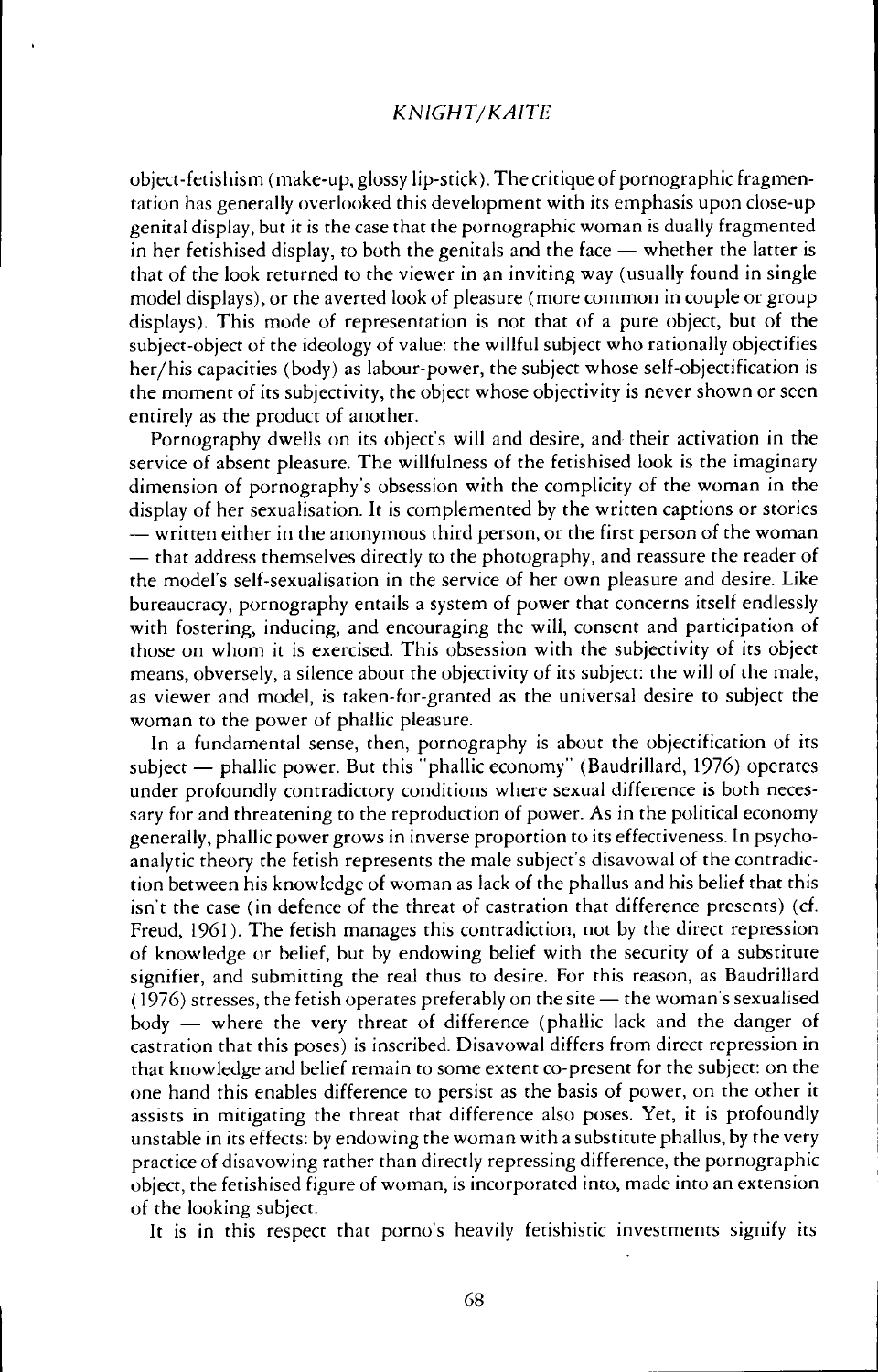object-fetishism (make-up, glossy lip-stick). The critique of pornographic fragmentation has generally overlooked this development with its emphasis upon close-up genital display, but it is the case that the pornographic woman is dually fragmented in her fetishised display, to both the genitals and the face — whether the latter is that of the look returned to the viewer in an inviting way (usually found in single model displays), or the averted look of pleasure (more common in couple or group displays). This mode of representation is not that of a pure object, but of the subject-object of the ideology of value: the willful subject who rationally objectifies her/his capacities (body) as labour-power, the subject whose self-objectification is the moment of its subjectivity, the object whose objectivity is never shown or seen entirely as the product of another.

Pornography dwells on its object's will and desire, and their activation in the service of absent pleasure. The willfulness of the fetishised look is the imaginary dimension of pornography's obsession with the complicity of the woman in the display of her sexualisation. It is complemented by the written captions or stories — written either in the anonymous third person, or the first person of the woman — that address themselves directly to the photography, and reassure the reader of the model's self-sexualisation in the service of her own pleasure and desire. Like bureaucracy, pornography entails a system of power that concerns itself endlessly with fostering, inducing, and encouraging the will, consent and participation of those on whom it is exercised. This obsession with the subjectivity of its object means, obversely, a silence about the objectivity of its subject: the will of the male, as viewer and model, is taken-for-granted as the universal desire to subject the woman to the power of phallic pleasure.

In a fundamental sense, then, pornography is about the objectification of its subject — phallic power. But this "phallic economy" (Baudrillard, 1976) operates under profoundly contradictory conditions where sexual difference is both necessary for and threatening to the reproduction of power. As in the political economy generally, phallic power grows in inverse proportion to its effectiveness. In psychoanalytic theory the fetish represents the male subject's disavowal of the contradiction between his knowledge of woman as lack of the phallus and his belief that this isn't the case (in defence of the threat of castration that difference presents) (cf. Freud, 1961). The fetish manages this contradiction, not by the direct repression of knowledge or belief, but by endowing belief with the security of a substitute signifier, and submitting the real thus to desire. For this reason, as Baudrillard (1976) stresses, the fetish operates preferably on the site — the woman's sexualised body — where the very threat of difference (phallic lack and the danger of castration that this poses) is inscribed. Disavowal differs from direct repression in that knowledge and belief remain to some extent co-present for the subject: on the one hand this enables difference to persist as the basis of power, on the other it assists in mitigating the threat that difference also poses. Yet, it is profoundly unstable in its effects: by endowing the woman with a substitute phallus, by the very practice of disavowing rather than directly repressing difference, the pornographic object, the fetishised figure of woman, is incorporated into, made into an extension of the looking subject.

It is in this respect that porno's heavily fetishistic investments signify its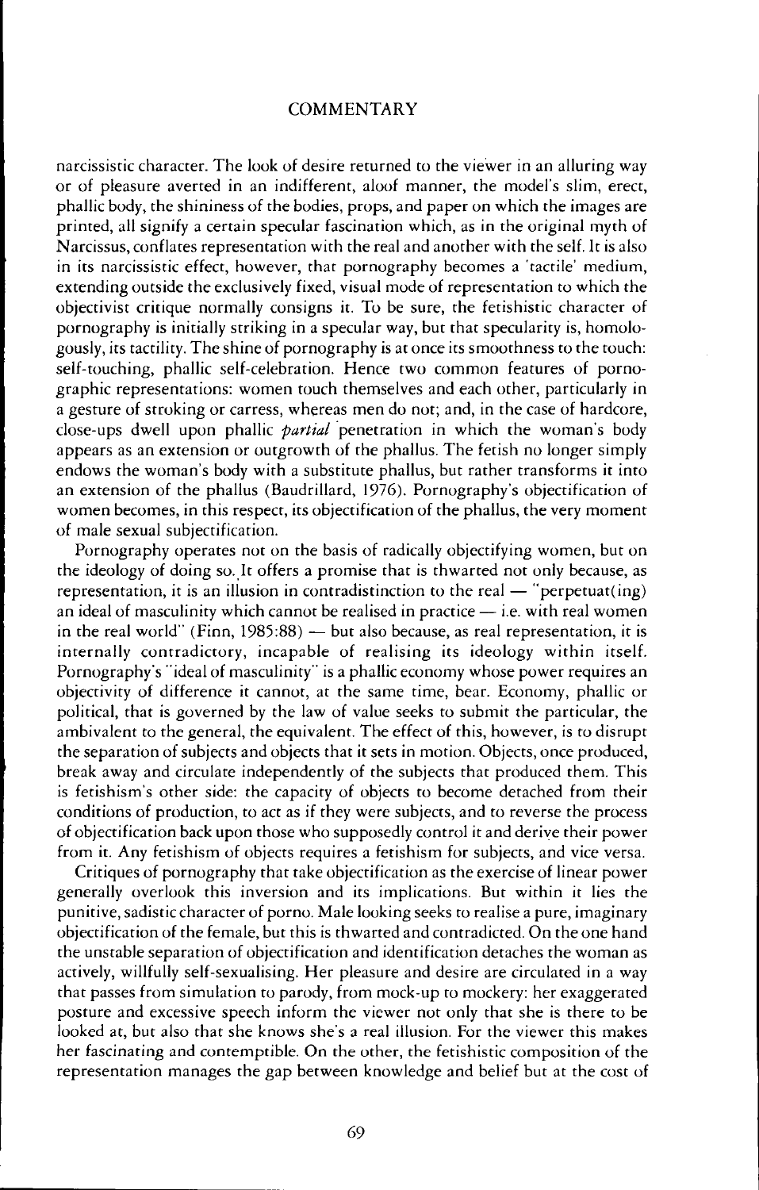narcissistic character. The look of desire returned to the viewer in an alluring way or of pleasure averted in an indifferent, aloof manner, the model's slim, erect, phallic body, the shininess of the bodies, props, and paper on which the images are printed, all signify a certain specular fascination which, as in the original myth of Narcissus, conflates representation with the real and another with the self. It is also in its narcissistic effect, however, that pornography becomes a 'tactile' medium, extending outside the exclusively fixed, visual mode of representation to which the objectivist critique normally consigns it. To be sure, the fetishistic character of pornography is initially striking in a specular way, but that specularity is, homologously, its tactility. The shine of pornography is at once its smoothness to the touch: self-touching, phallic self-celebration. Hence two common features of pornographic representations: women touch themselves and each other, particularly in a gesture of stroking or carress, whereas men do not; and, in the case of hardcore, close-ups dwell upon phallic *partial* penetration in which the woman's body appears as an extension or outgrowth of the phallus. The fetish no longer simply endows the woman's body with a substitute phallus, but rather transforms it into an extension of the phallus (Baudrillard, 1976). Pornography's objectification of women becomes, in this respect, its objectification of the phallus, the very moment of male sexual subjectification.

Pornography operates not on the basis of radically objectifying women, but on the ideology of doing so. It offers a promise that is thwarted not only because, as representation, it is an illusion in contradistinction to the real — "perpetuat(ing) an ideal of masculinity which cannot be realised in practice — i.e. with real women in the real world" (Finn, 1985:88) — but also because, as real representation, it is internally contradictory, incapable of realising its ideology within itself. Pornography's "ideal of masculinity" is a phallic economy whose power requires an objectivity of difference it cannot, at the same time, bear. Economy, phallic or political, that is governed by the law of value seeks to submit the particular, the ambivalent to the general, the equivalent. The effect of this, however, is to disrupt the separation of subjects and objects that it sets in motion. Objects, once produced, break away and circulate independently of the subjects that produced them. This is fetishism's other side: the capacity of objects to become detached from their conditions of production, to act as if they were subjects, and to reverse the process of objectification back upon those who supposedly control it and derive their power from it. Any fetishism of objects requires a fetishism for subjects, and vice versa.

Critiques of pornography that take objectification as the exercise of linear power generally overlook this inversion and its implications. But within it lies the punitive, sadistic character of porno. Male looking seeks to realise a pure, imaginary objectification of the female, but this is thwarted and contradicted. On the one hand the unstable separation of objectification and identification detaches the woman as actively, willfully self-sexualising. Her pleasure and desire are circulated in a way that passes from simulation to parody, from mock-up to mockery: her exaggerated posture and excessive speech inform the viewer not only that she is there to be looked at, but also that she knows she's a real illusion. For the viewer this makes her fascinating and contemptible. On the other, the fetishistic composition of the representation manages the gap between knowledge and belief but at the cost of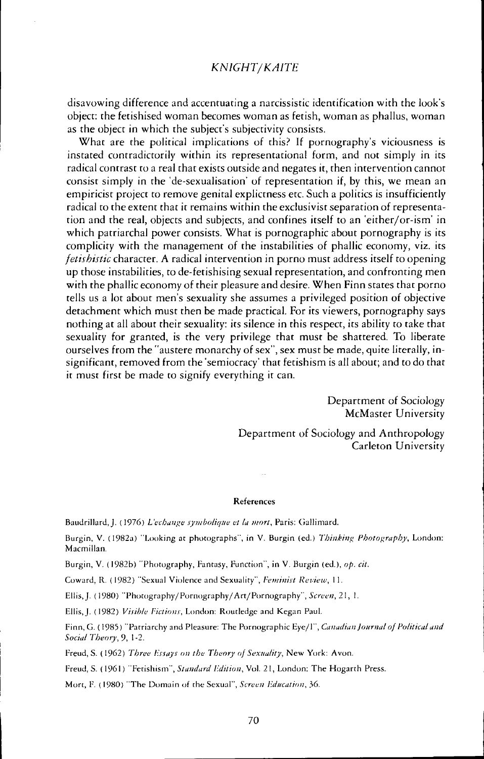disavowing difference and accentuating a narcissistic identification with the look's object: the fetishised woman becomes woman as fetish, woman as phallus, woman as the object in which the subject's subjectivity consists.

What are the political implications of this? If pornography's viciousness is instated contradictorily within its representational form, and not simply in its radical contrast to a real that exists outside and negates it, then intervention cannot consist simply in the 'de-sexualisation' of representation if, by this, we mean an empiricist project to remove genital explictness etc. Such a politics is insufficiently radical to the extent that it remains within the exclusivist separation of representation and the real, objects and subjects, and confines itself to an 'either/or-ism' in which patriarchal power consists. What is pornographic about pornography is its complicity with the management of the instabilities of phallic economy, viz. its *fetishistic* character. A radical intervention in porno must address itself to opening up those instabilities, to de-fetishising sexual representation, and confronting men with the phallic economy of their pleasure and desire. When Finn states that porno tells us a lot about men's sexuality she assumes a privileged position of objective detachment which must then be made practical. For its viewers, pornography says nothing at all about their sexuality: its silence in this respect, its ability to take that sexuality for granted, is the very privilege that must be shattered. To liberate ourselves from the "austere monarchy of sex", sex must be made, quite literally, insignificant, removed from the 'semiocracy' that fetishism is all about; and to do that it must first be made to signify everything it can.

Department of Sociology
McMaster University

Department of Sociology and Anthropology
Carleton University

## References

Baudrillard, J. (1976) *L'echange symbolique et la mort*, Paris: Gallimard.

Burgin, V. (1982a) "Looking at photographs", in V. Burgin (ed.) *Thinking Photography*, London: Macmillan.

Burgin, V. (1982b) "Photography, Fantasy, Function", in V. Burgin (ed.), *op. cit.*

Coward, R. (1982) "Sexual Violence and Sexuality", *Feminist Review*, 11.

Ellis, J. (1980) "Photography/Pornography/Art/Pornography", *Screen*, 21, 1.

Ellis, J. (1982) *Visible Fictions*, London: Routledge and Kegan Paul.

Finn, G. (1985) "Patriarchy and Pleasure: The Pornographic Eye/I", *Canadian Journal of Political and Social Theory*, 9, 1-2.

Freud, S. (1962) *Three Essays on the Theory of Sexuality*, New York: Avon.

Freud, S. (1961) "Fetishism", *Standard Edition*, Vol. 21, London: The Hogarth Press.

Mort, F. (1980) "The Domain of the Sexual", *Screen Education*, 36.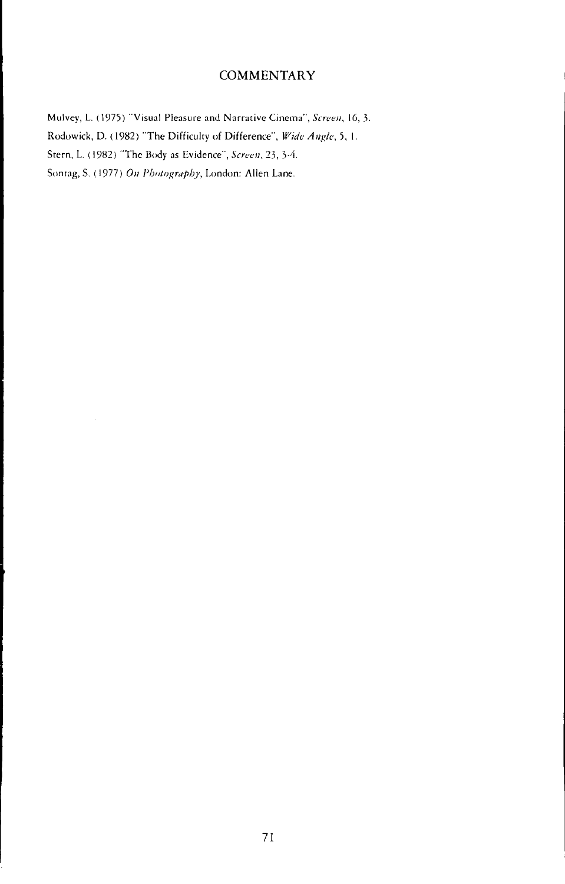Mulvey, L. (1975) "Visual Pleasure and Narrative Cinema", *Screen*, 16, 3.

Rodowick, D. (1982) "The Difficulty of Difference", *Wide Angle*, 5, 1.

Stern, L. (1982) "The Body as Evidence", *Screen*, 23, 3-4.

Sontag, S. (1977) *On Photography*, London: Allen Lane.